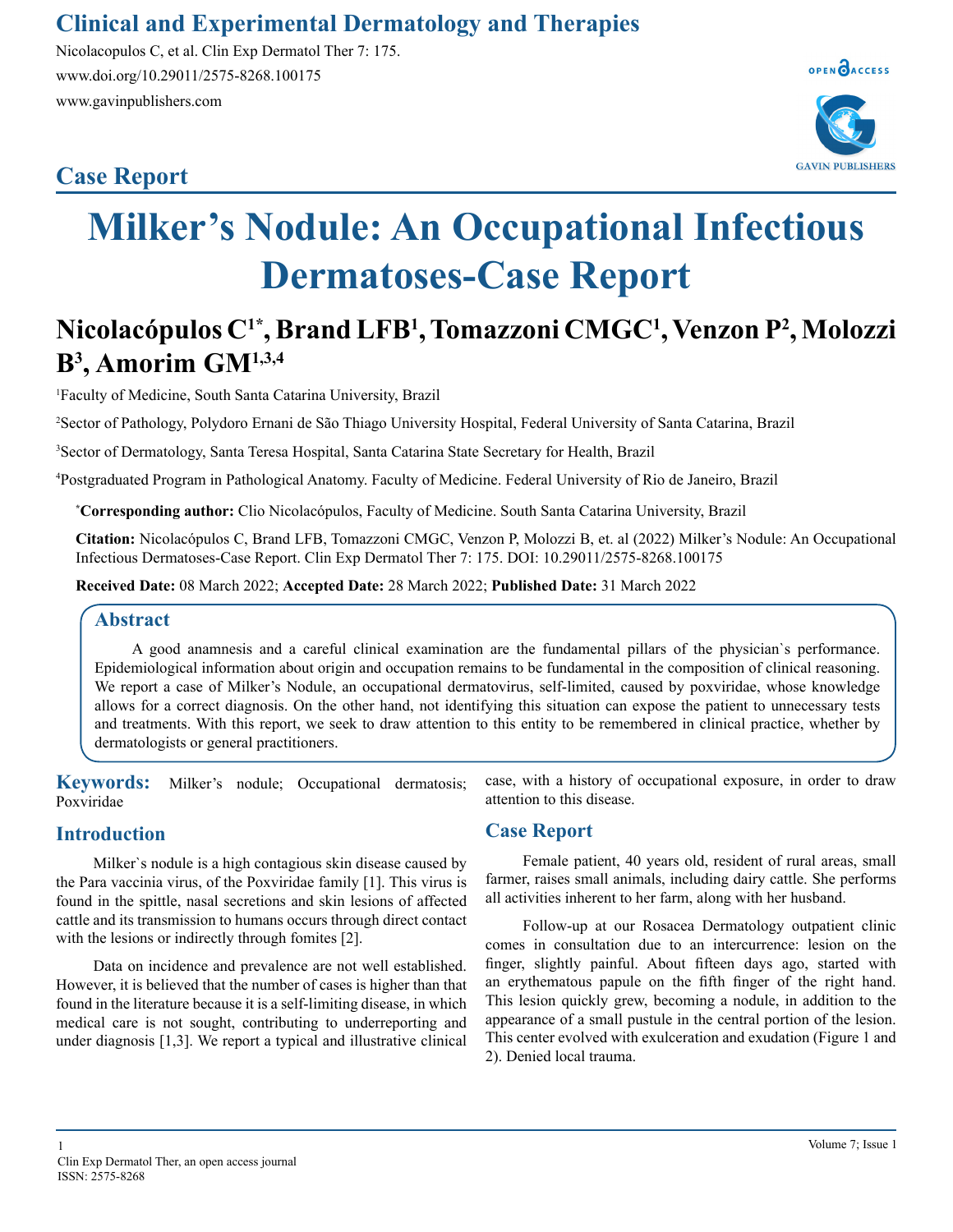## Case Report

# Milker's Nodule: An Occupational Infectious Dermatoses-Case Report

**Nicolacópulos C[1*], Brand LFB[1], Tomazzoni CMGC[1], Venzon P[2], Molozzi B[3], Amorim GM[1,3,4]**

[1]Faculty of Medicine, South Santa Catarina University, Brazil

[2]Sector of Pathology, Polydoro Ernani de São Thiago University Hospital, Federal University of Santa Catarina, Brazil

[3]Sector of Dermatology, Santa Teresa Hospital, Santa Catarina State Secretary for Health, Brazil

[4]Postgraduated Program in Pathological Anatomy. Faculty of Medicine. Federal University of Rio de Janeiro, Brazil

[*]**Corresponding author:** Clio Nicolacópulos, Faculty of Medicine. South Santa Catarina University, Brazil

**Citation:** Nicolacópulos C, Brand LFB, Tomazzoni CMGC, Venzon P, Molozzi B, et. al (2022) Milker's Nodule: An Occupational Infectious Dermatoses-Case Report. Clin Exp Dermatol Ther 7: 175. DOI: 10.29011/2575-8268.100175

**Received Date:** 08 March 2022; **Accepted Date:** 28 March 2022; **Published Date:** 31 March 2022

## Abstract

A good anamnesis and a careful clinical examination are the fundamental pillars of the physician`s performance. Epidemiological information about origin and occupation remains to be fundamental in the composition of clinical reasoning. We report a case of Milker's Nodule, an occupational dermatovirus, self-limited, caused by poxviridae, whose knowledge allows for a correct diagnosis. On the other hand, not identifying this situation can expose the patient to unnecessary tests and treatments. With this report, we seek to draw attention to this entity to be remembered in clinical practice, whether by dermatologists or general practitioners.

**Keywords:** Milker's nodule; Occupational dermatosis; Poxviridae

## Introduction

Milker`s nodule is a high contagious skin disease caused by the Para vaccinia virus, of the Poxviridae family [1]. This virus is found in the spittle, nasal secretions and skin lesions of affected cattle and its transmission to humans occurs through direct contact with the lesions or indirectly through fomites [2].

Data on incidence and prevalence are not well established. However, it is believed that the number of cases is higher than that found in the literature because it is a self-limiting disease, in which medical care is not sought, contributing to underreporting and under diagnosis [1,3]. We report a typical and illustrative clinical case, with a history of occupational exposure, in order to draw attention to this disease.

## Case Report

Female patient, 40 years old, resident of rural areas, small farmer, raises small animals, including dairy cattle. She performs all activities inherent to her farm, along with her husband.

Follow-up at our Rosacea Dermatology outpatient clinic comes in consultation due to an intercurrence: lesion on the finger, slightly painful. About fifteen days ago, started with an erythematous papule on the fifth finger of the right hand. This lesion quickly grew, becoming a nodule, in addition to the appearance of a small pustule in the central portion of the lesion. This center evolved with exulceration and exudation (Figure 1 and 2). Denied local trauma.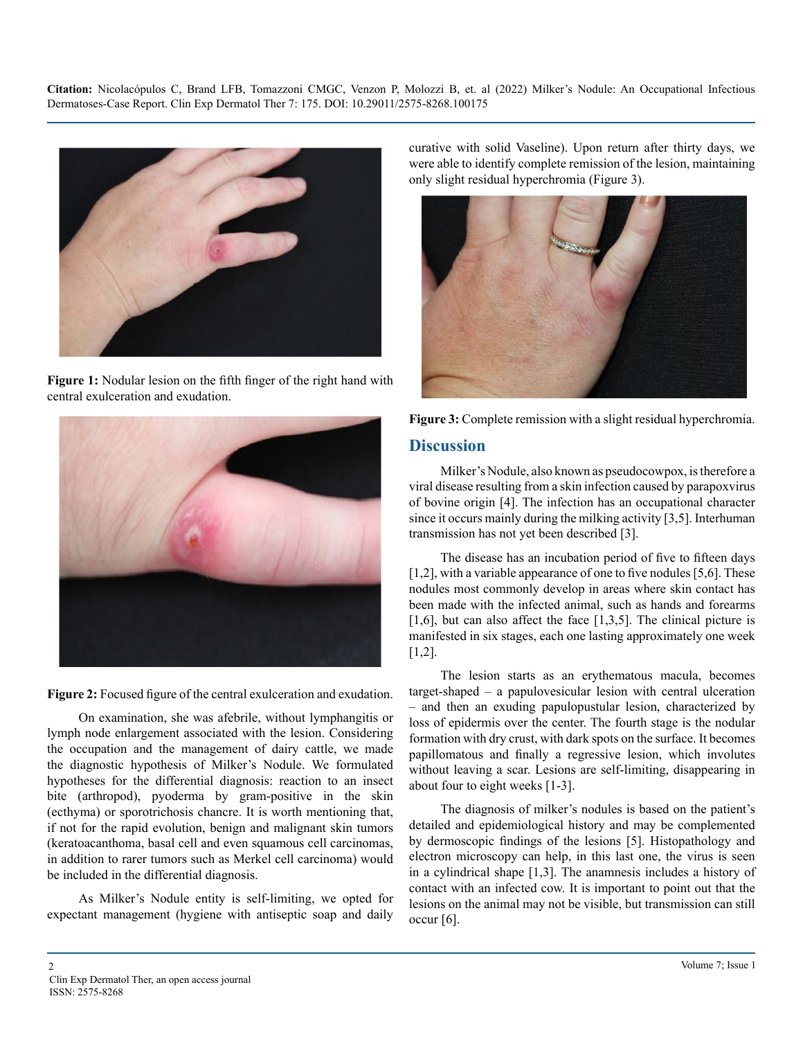Figure 1: Nodular lesion on the fifth finger of the right hand with central exulceration and exudation.

Figure 2: Focused figure of the central exulceration and exudation.

On examination, she was afebrile, without lymphangitis or lymph node enlargement associated with the lesion. Considering the occupation and the management of dairy cattle, we made the diagnostic hypothesis of Milker's Nodule. We formulated hypotheses for the differential diagnosis: reaction to an insect bite (arthropod), pyoderma by gram-positive in the skin (ecthyma) or sporotrichosis chancre. It is worth mentioning that, if not for the rapid evolution, benign and malignant skin tumors (keratoacanthoma, basal cell and even squamous cell carcinomas, in addition to rarer tumors such as Merkel cell carcinoma) would be included in the differential diagnosis.

As Milker's Nodule entity is self-limiting, we opted for expectant management (hygiene with antiseptic soap and daily curative with solid Vaseline). Upon return after thirty days, we were able to identify complete remission of the lesion, maintaining only slight residual hyperchromia (Figure 3).

Figure 3: Complete remission with a slight residual hyperchromia.

## Discussion

Milker's Nodule, also known as pseudocowpox, is therefore a viral disease resulting from a skin infection caused by parapoxvirus of bovine origin [4]. The infection has an occupational character since it occurs mainly during the milking activity [3,5]. Interhuman transmission has not yet been described [3].

The disease has an incubation period of five to fifteen days [1,2], with a variable appearance of one to five nodules [5,6]. These nodules most commonly develop in areas where skin contact has been made with the infected animal, such as hands and forearms [1,6], but can also affect the face [1,3,5]. The clinical picture is manifested in six stages, each one lasting approximately one week [1,2].

The lesion starts as an erythematous macula, becomes target-shaped – a papulovesicular lesion with central ulceration – and then an exuding papulopustular lesion, characterized by loss of epidermis over the center. The fourth stage is the nodular formation with dry crust, with dark spots on the surface. It becomes papillomatous and finally a regressive lesion, which involutes without leaving a scar. Lesions are self-limiting, disappearing in about four to eight weeks [1-3].

The diagnosis of milker's nodules is based on the patient's detailed and epidemiological history and may be complemented by dermoscopic findings of the lesions [5]. Histopathology and electron microscopy can help, in this last one, the virus is seen in a cylindrical shape [1,3]. The anamnesis includes a history of contact with an infected cow. It is important to point out that the lesions on the animal may not be visible, but transmission can still occur [6].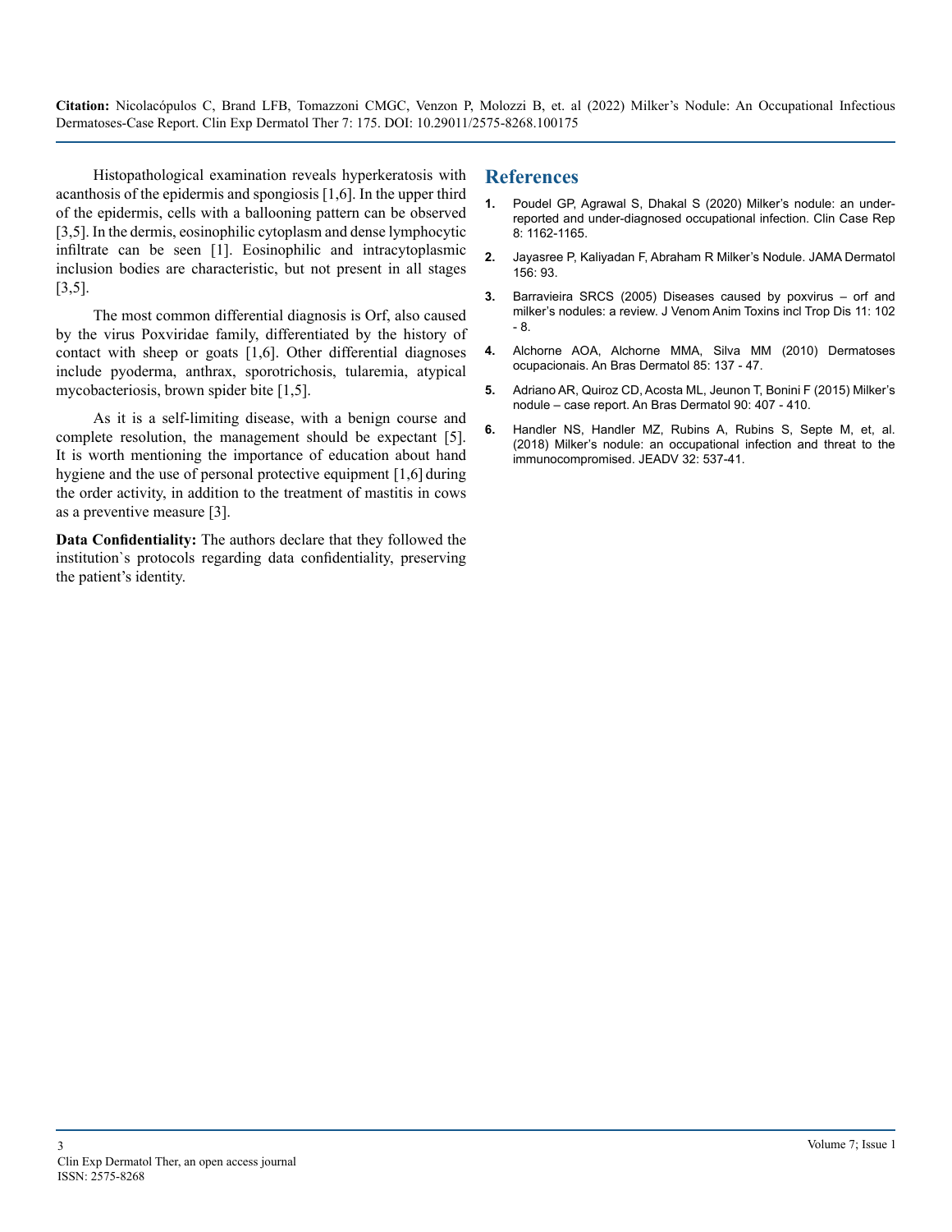Histopathological examination reveals hyperkeratosis with acanthosis of the epidermis and spongiosis [1,6]. In the upper third of the epidermis, cells with a ballooning pattern can be observed [3,5]. In the dermis, eosinophilic cytoplasm and dense lymphocytic infiltrate can be seen [1]. Eosinophilic and intracytoplasmic inclusion bodies are characteristic, but not present in all stages [3,5].

The most common differential diagnosis is Orf, also caused by the virus Poxviridae family, differentiated by the history of contact with sheep or goats [1,6]. Other differential diagnoses include pyoderma, anthrax, sporotrichosis, tularemia, atypical mycobacteriosis, brown spider bite [1,5].

As it is a self-limiting disease, with a benign course and complete resolution, the management should be expectant [5]. It is worth mentioning the importance of education about hand hygiene and the use of personal protective equipment [1,6] during the order activity, in addition to the treatment of mastitis in cows as a preventive measure [3].

**Data Confidentiality:** The authors declare that they followed the institution`s protocols regarding data confidentiality, preserving the patient's identity.

## References

1. Poudel GP, Agrawal S, Dhakal S (2020) Milker's nodule: an under-reported and under-diagnosed occupational infection. Clin Case Rep 8: 1162-1165.
2. Jayasree P, Kaliyadan F, Abraham R Milker's Nodule. JAMA Dermatol 156: 93.
3. Barravieira SRCS (2005) Diseases caused by poxvirus – orf and milker's nodules: a review. J Venom Anim Toxins incl Trop Dis 11: 102 - 8.
4. Alchorne AOA, Alchorne MMA, Silva MM (2010) Dermatoses ocupacionais. An Bras Dermatol 85: 137 - 47.
5. Adriano AR, Quiroz CD, Acosta ML, Jeunon T, Bonini F (2015) Milker's nodule – case report. An Bras Dermatol 90: 407 - 410.
6. Handler NS, Handler MZ, Rubins A, Rubins S, Septe M, et, al. (2018) Milker's nodule: an occupational infection and threat to the immunocompromised. JEADV 32: 537-41.